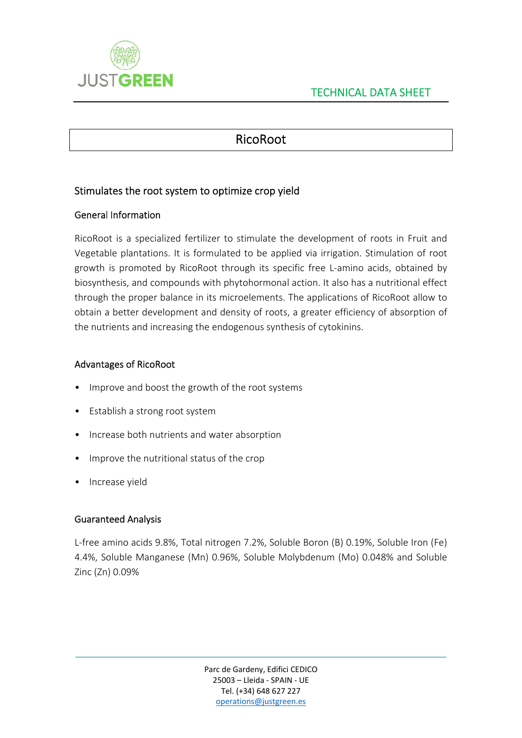JUSTGREEN

TECHNICAL DATA SHEET

# RicoRoot

## Stimulates the root system to optimize crop yield

### General Information

RicoRoot is a specialized fertilizer to stimulate the development of roots in Fruit and Vegetable plantations. It is formulated to be applied via irrigation. Stimulation of root growth is promoted by RicoRoot through its specific free L-amino acids, obtained by biosynthesis, and compounds with phytohormonal action. It also has a nutritional effect through the proper balance in its microelements. The applications of RicoRoot allow to obtain a better development and density of roots, a greater efficiency of absorption of the nutrients and increasing the endogenous synthesis of cytokinins.

### Advantages of RicoRoot

- Improve and boost the growth of the root systems
- Establish a strong root system
- Increase both nutrients and water absorption
- Improve the nutritional status of the crop
- Increase yield

### Guaranteed Analysis

L-free amino acids 9.8%, Total nitrogen 7.2%, Soluble Boron (B) 0.19%, Soluble Iron (Fe) 4.4%, Soluble Manganese (Mn) 0.96%, Soluble Molybdenum (Mo) 0.048% and Soluble Zinc (Zn) 0.09%

Parc de Gardeny, Edifici CEDICO
25003 – Lleida - SPAIN - UE
Tel. (+34) 648 627 227
operations@justgreen.es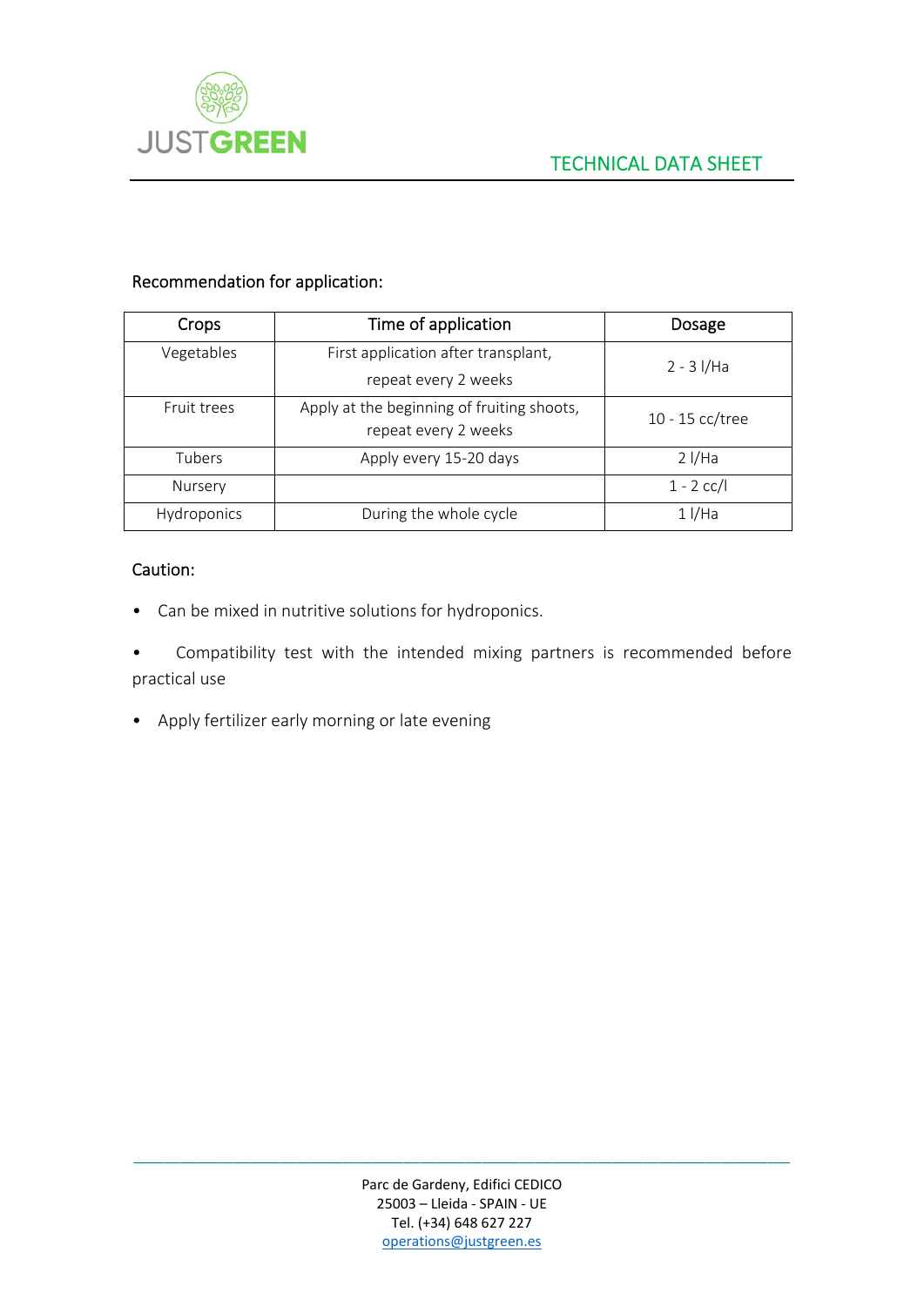Recommendation for application:

| Crops | Time of application | Dosage |
|---|---|---|
| Vegetables | First application after transplant, repeat every 2 weeks | 2 - 3 l/Ha |
| Fruit trees | Apply at the beginning of fruiting shoots, repeat every 2 weeks | 10 - 15 cc/tree |
| Tubers | Apply every 15-20 days | 2 l/Ha |
| Nursery | | 1 - 2 cc/l |
| Hydroponics | During the whole cycle | 1 l/Ha |

Caution:

- Can be mixed in nutritive solutions for hydroponics.
- Compatibility test with the intended mixing partners is recommended before practical use
- Apply fertilizer early morning or late evening

Parc de Gardeny, Edifici CEDICO
25003 – Lleida - SPAIN - UE
Tel. (+34) 648 627 227
operations@justgreen.es